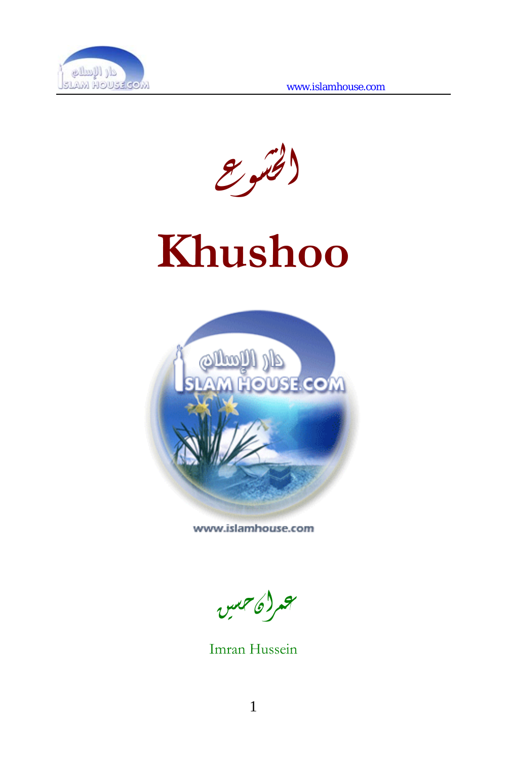# الخشوع

# Khushoo

عمران حسين

Imran Hussein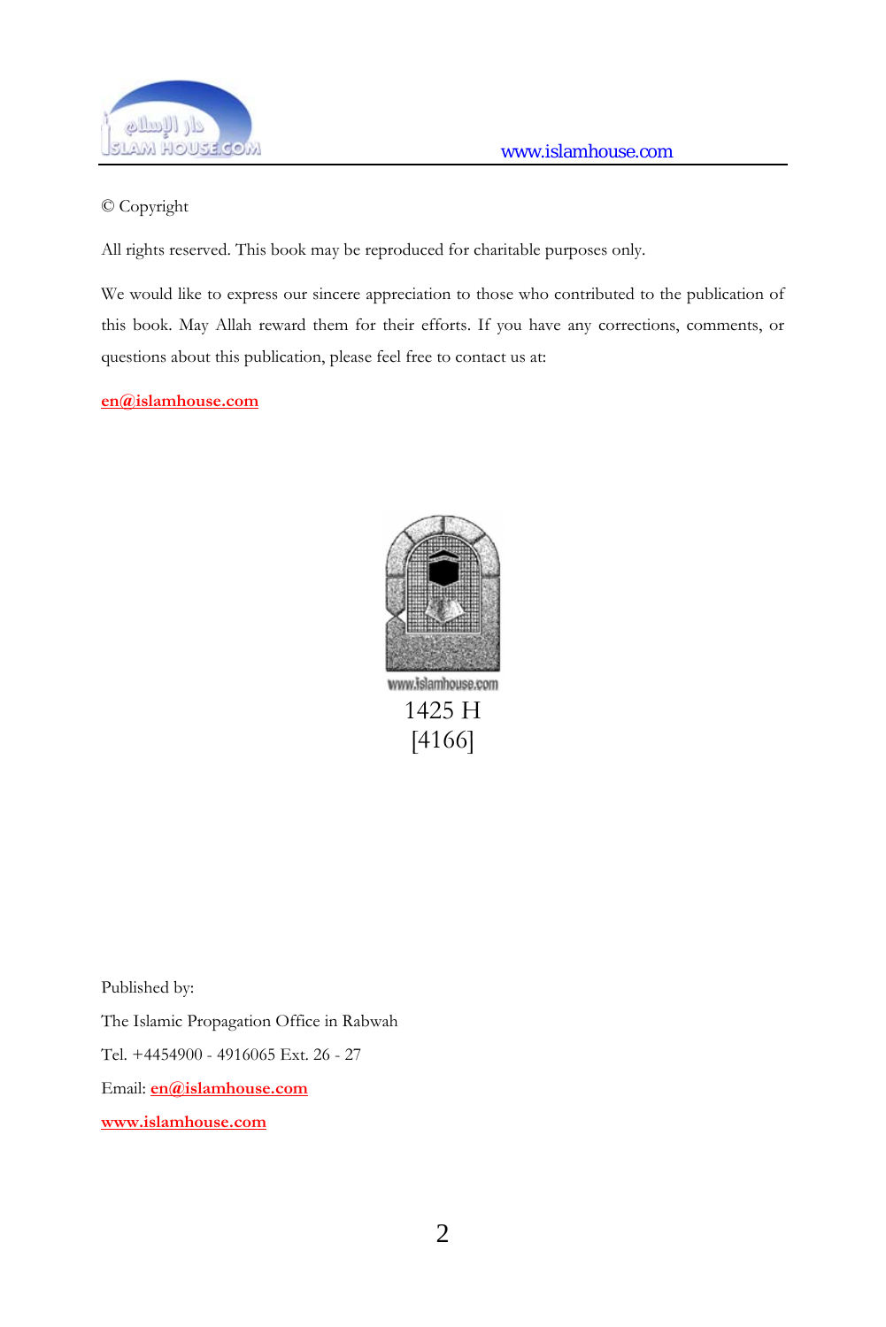© Copyright

All rights reserved. This book may be reproduced for charitable purposes only.

We would like to express our sincere appreciation to those who contributed to the publication of this book. May Allah reward them for their efforts. If you have any corrections, comments, or questions about this publication, please feel free to contact us at:

en@islamhouse.com

1425 H
[4166]

Published by:

The Islamic Propagation Office in Rabwah

Tel. +4454900 - 4916065 Ext. 26 - 27

Email: en@islamhouse.com

www.islamhouse.com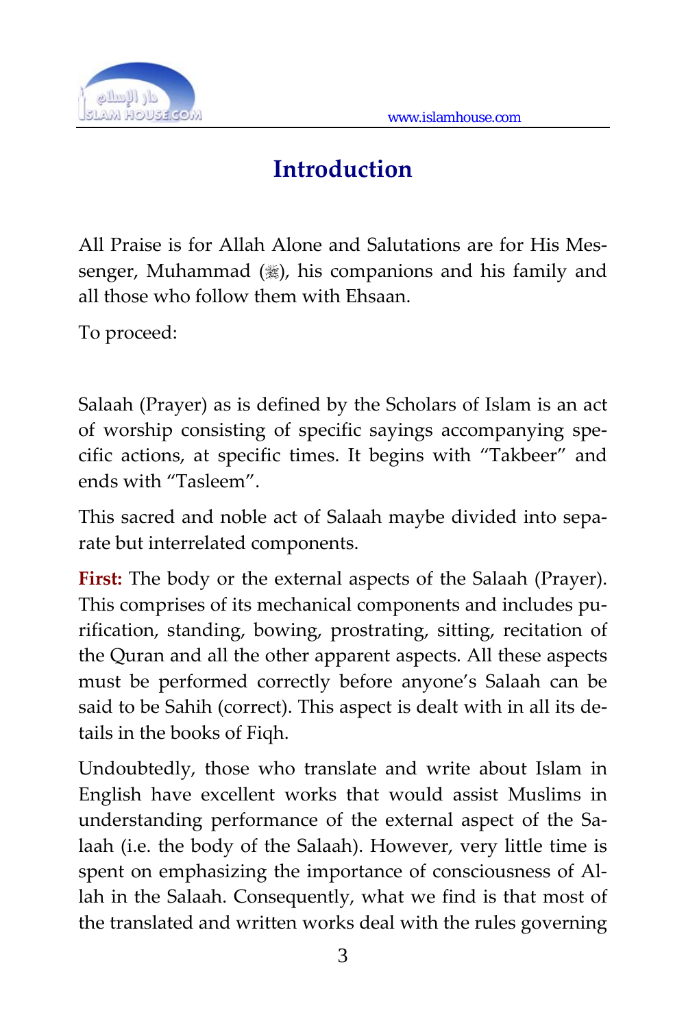# Introduction

All Praise is for Allah Alone and Salutations are for His Messenger, Muhammad (ﷺ), his companions and his family and all those who follow them with Ehsaan.

To proceed:

Salaah (Prayer) as is defined by the Scholars of Islam is an act of worship consisting of specific sayings accompanying specific actions, at specific times. It begins with "Takbeer" and ends with "Tasleem".

This sacred and noble act of Salaah maybe divided into separate but interrelated components.

**First:** The body or the external aspects of the Salaah (Prayer). This comprises of its mechanical components and includes purification, standing, bowing, prostrating, sitting, recitation of the Quran and all the other apparent aspects. All these aspects must be performed correctly before anyone's Salaah can be said to be Sahih (correct). This aspect is dealt with in all its details in the books of Fiqh.

Undoubtedly, those who translate and write about Islam in English have excellent works that would assist Muslims in understanding performance of the external aspect of the Salaah (i.e. the body of the Salaah). However, very little time is spent on emphasizing the importance of consciousness of Allah in the Salaah. Consequently, what we find is that most of the translated and written works deal with the rules governing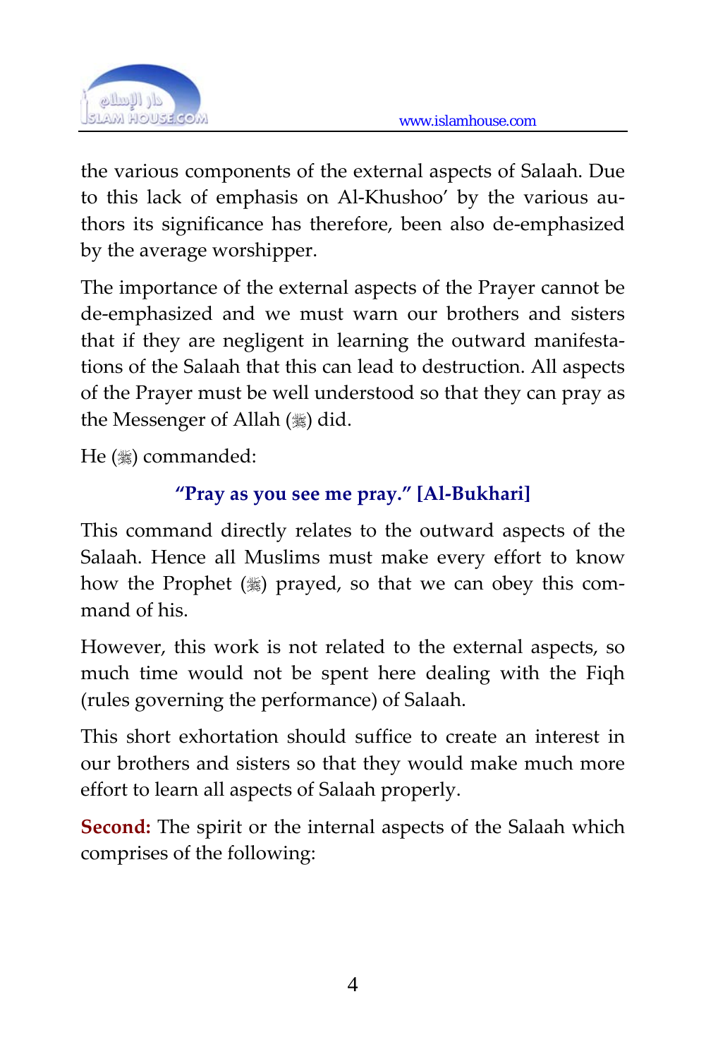the various components of the external aspects of Salaah. Due to this lack of emphasis on Al-Khushoo' by the various authors its significance has therefore, been also de-emphasized by the average worshipper.

The importance of the external aspects of the Prayer cannot be de-emphasized and we must warn our brothers and sisters that if they are negligent in learning the outward manifestations of the Salaah that this can lead to destruction. All aspects of the Prayer must be well understood so that they can pray as the Messenger of Allah (ﷺ) did.

He (ﷺ) commanded:

**"Pray as you see me pray." [Al-Bukhari]**

This command directly relates to the outward aspects of the Salaah. Hence all Muslims must make every effort to know how the Prophet (ﷺ) prayed, so that we can obey this command of his.

However, this work is not related to the external aspects, so much time would not be spent here dealing with the Fiqh (rules governing the performance) of Salaah.

This short exhortation should suffice to create an interest in our brothers and sisters so that they would make much more effort to learn all aspects of Salaah properly.

**Second:** The spirit or the internal aspects of the Salaah which comprises of the following: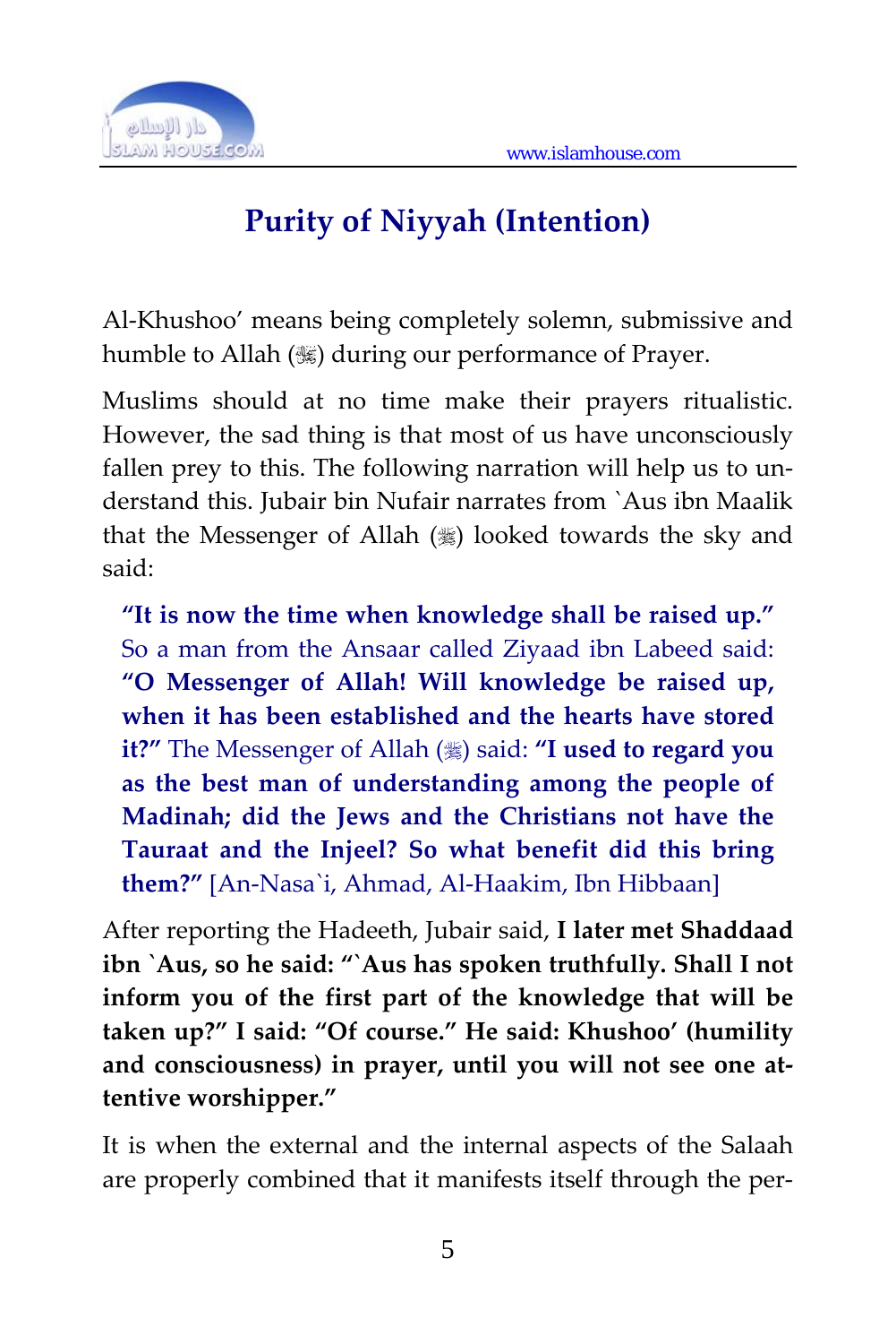## Purity of Niyyah (Intention)

Al-Khushoo' means being completely solemn, submissive and humble to Allah (ﷻ) during our performance of Prayer.

Muslims should at no time make their prayers ritualistic. However, the sad thing is that most of us have unconsciously fallen prey to this. The following narration will help us to understand this. Jubair bin Nufair narrates from `Aus ibn Maalik that the Messenger of Allah (ﷺ) looked towards the sky and said:

> **"It is now the time when knowledge shall be raised up."** So a man from the Ansaar called Ziyaad ibn Labeed said: **"O Messenger of Allah! Will knowledge be raised up, when it has been established and the hearts have stored it?"** The Messenger of Allah (ﷺ) said: **"I used to regard you as the best man of understanding among the people of Madinah; did the Jews and the Christians not have the Tauraat and the Injeel? So what benefit did this bring them?"** [An-Nasa`i, Ahmad, Al-Haakim, Ibn Hibbaan]

After reporting the Hadeeth, Jubair said, **I later met Shaddaad ibn `Aus, so he said: "`Aus has spoken truthfully. Shall I not inform you of the first part of the knowledge that will be taken up?" I said: "Of course." He said: Khushoo' (humility and consciousness) in prayer, until you will not see one attentive worshipper."**

It is when the external and the internal aspects of the Salaah are properly combined that it manifests itself through the per-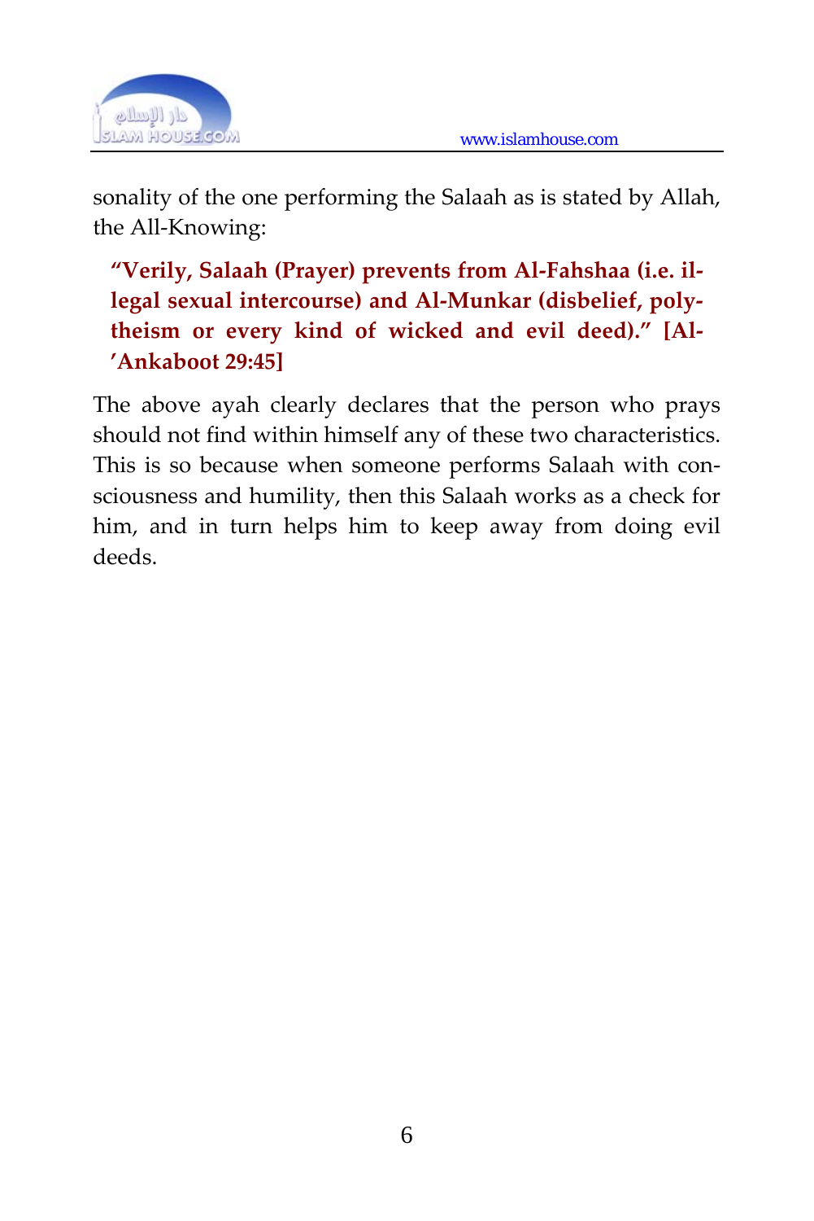sonality of the one performing the Salaah as is stated by Allah, the All-Knowing:

> **"Verily, Salaah (Prayer) prevents from Al-Fahshaa (i.e. illegal sexual intercourse) and Al-Munkar (disbelief, polytheism or every kind of wicked and evil deed)." [Al-'Ankaboot 29:45]**

The above ayah clearly declares that the person who prays should not find within himself any of these two characteristics. This is so because when someone performs Salaah with consciousness and humility, then this Salaah works as a check for him, and in turn helps him to keep away from doing evil deeds.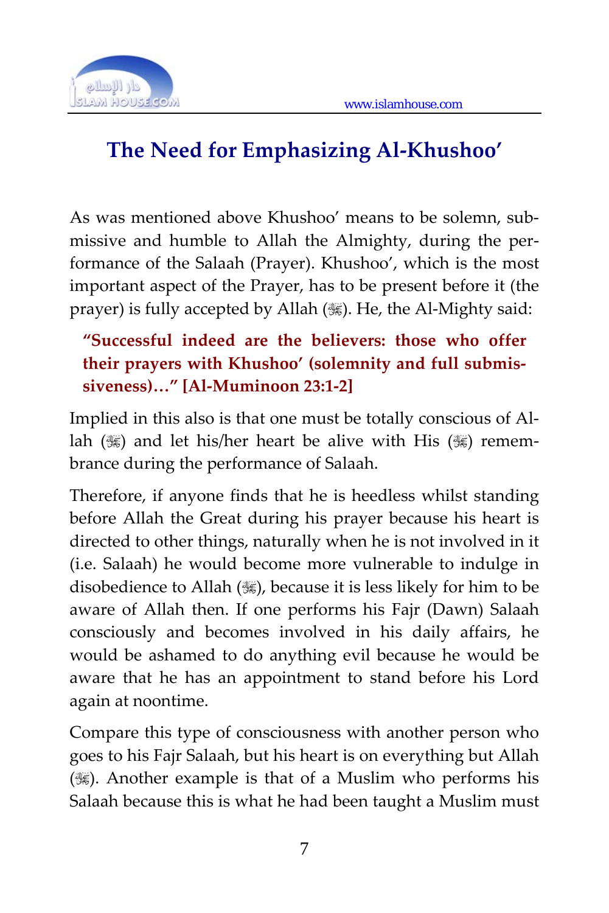## The Need for Emphasizing Al-Khushoo'

As was mentioned above Khushoo' means to be solemn, submissive and humble to Allah the Almighty, during the performance of the Salaah (Prayer). Khushoo', which is the most important aspect of the Prayer, has to be present before it (the prayer) is fully accepted by Allah (ﷻ). He, the Al-Mighty said:

> **"Successful indeed are the believers: those who offer their prayers with Khushoo' (solemnity and full submissiveness)…" [Al-Muminoon 23:1-2]**

Implied in this also is that one must be totally conscious of Allah (ﷻ) and let his/her heart be alive with His (ﷻ) remembrance during the performance of Salaah.

Therefore, if anyone finds that he is heedless whilst standing before Allah the Great during his prayer because his heart is directed to other things, naturally when he is not involved in it (i.e. Salaah) he would become more vulnerable to indulge in disobedience to Allah (ﷻ), because it is less likely for him to be aware of Allah then. If one performs his Fajr (Dawn) Salaah consciously and becomes involved in his daily affairs, he would be ashamed to do anything evil because he would be aware that he has an appointment to stand before his Lord again at noontime.

Compare this type of consciousness with another person who goes to his Fajr Salaah, but his heart is on everything but Allah (ﷻ). Another example is that of a Muslim who performs his Salaah because this is what he had been taught a Muslim must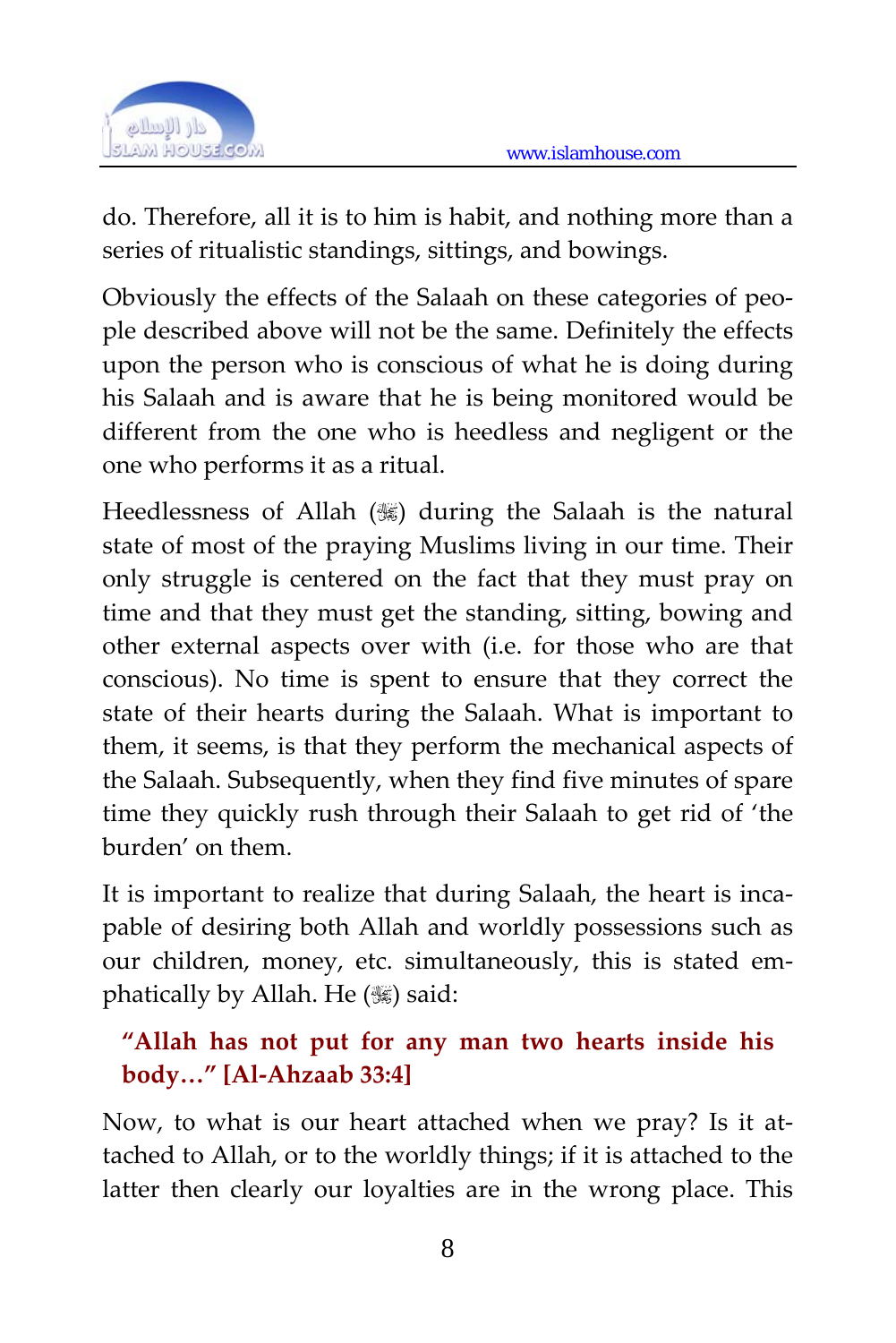do. Therefore, all it is to him is habit, and nothing more than a series of ritualistic standings, sittings, and bowings.

Obviously the effects of the Salaah on these categories of people described above will not be the same. Definitely the effects upon the person who is conscious of what he is doing during his Salaah and is aware that he is being monitored would be different from the one who is heedless and negligent or the one who performs it as a ritual.

Heedlessness of Allah (ﷻ) during the Salaah is the natural state of most of the praying Muslims living in our time. Their only struggle is centered on the fact that they must pray on time and that they must get the standing, sitting, bowing and other external aspects over with (i.e. for those who are that conscious). No time is spent to ensure that they correct the state of their hearts during the Salaah. What is important to them, it seems, is that they perform the mechanical aspects of the Salaah. Subsequently, when they find five minutes of spare time they quickly rush through their Salaah to get rid of 'the burden' on them.

It is important to realize that during Salaah, the heart is incapable of desiring both Allah and worldly possessions such as our children, money, etc. simultaneously, this is stated emphatically by Allah. He (ﷻ) said:

> **"Allah has not put for any man two hearts inside his body…" [Al-Ahzaab 33:4]**

Now, to what is our heart attached when we pray? Is it attached to Allah, or to the worldly things; if it is attached to the latter then clearly our loyalties are in the wrong place. This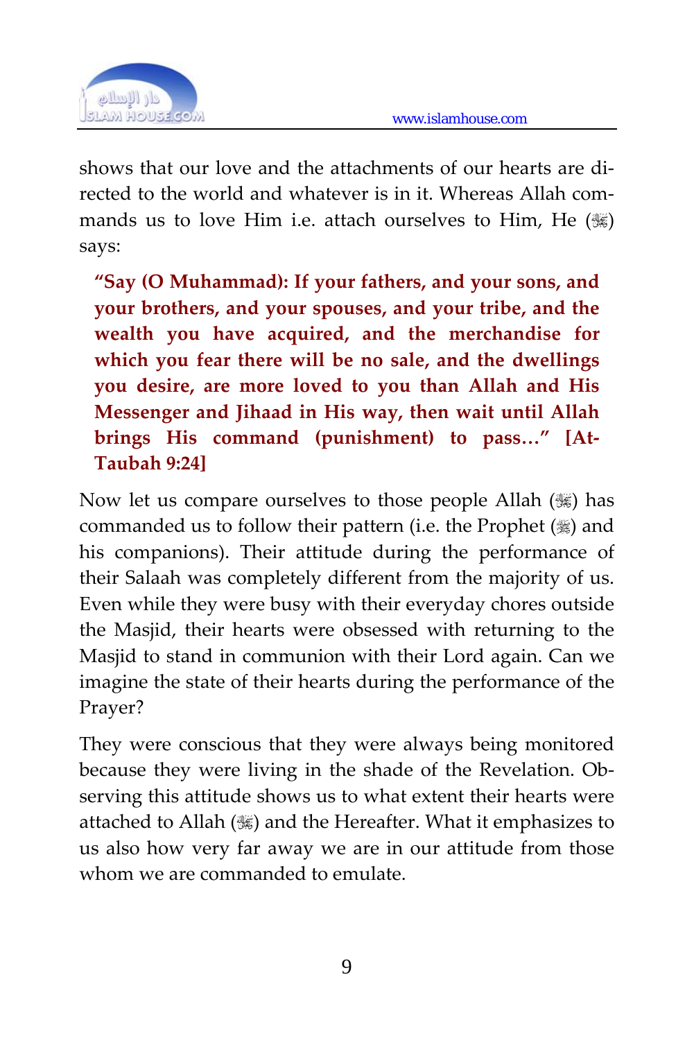shows that our love and the attachments of our hearts are directed to the world and whatever is in it. Whereas Allah commands us to love Him i.e. attach ourselves to Him, He (ﷻ) says:

> **"Say (O Muhammad): If your fathers, and your sons, and your brothers, and your spouses, and your tribe, and the wealth you have acquired, and the merchandise for which you fear there will be no sale, and the dwellings you desire, are more loved to you than Allah and His Messenger and Jihaad in His way, then wait until Allah brings His command (punishment) to pass…" [At-Taubah 9:24]**

Now let us compare ourselves to those people Allah (ﷻ) has commanded us to follow their pattern (i.e. the Prophet (ﷺ) and his companions). Their attitude during the performance of their Salaah was completely different from the majority of us. Even while they were busy with their everyday chores outside the Masjid, their hearts were obsessed with returning to the Masjid to stand in communion with their Lord again. Can we imagine the state of their hearts during the performance of the Prayer?

They were conscious that they were always being monitored because they were living in the shade of the Revelation. Observing this attitude shows us to what extent their hearts were attached to Allah (ﷻ) and the Hereafter. What it emphasizes to us also how very far away we are in our attitude from those whom we are commanded to emulate.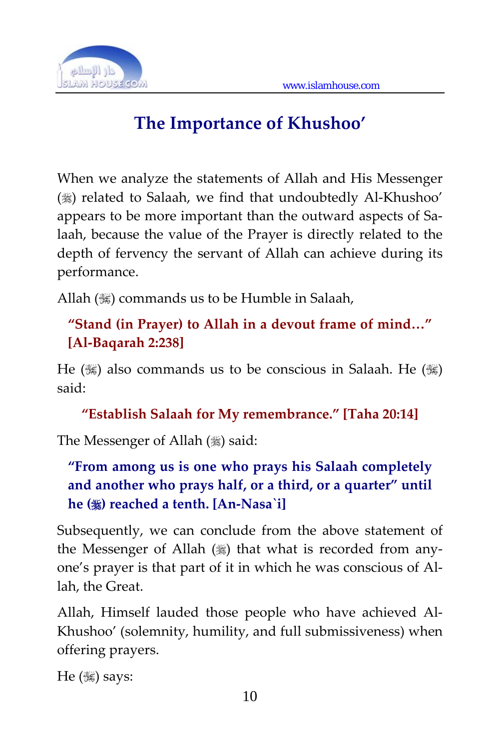# The Importance of Khushoo'

When we analyze the statements of Allah and His Messenger (ﷺ) related to Salaah, we find that undoubtedly Al-Khushoo' appears to be more important than the outward aspects of Salaah, because the value of the Prayer is directly related to the depth of fervency the servant of Allah can achieve during its performance.

Allah (ﷻ) commands us to be Humble in Salaah,

> **"Stand (in Prayer) to Allah in a devout frame of mind…" [Al-Baqarah 2:238]**

He (ﷻ) also commands us to be conscious in Salaah. He (ﷻ) said:

> **"Establish Salaah for My remembrance." [Taha 20:14]**

The Messenger of Allah (ﷺ) said:

> **"From among us is one who prays his Salaah completely and another who prays half, or a third, or a quarter" until he (ﷺ) reached a tenth. [An-Nasa`i]**

Subsequently, we can conclude from the above statement of the Messenger of Allah (ﷺ) that what is recorded from anyone's prayer is that part of it in which he was conscious of Allah, the Great.

Allah, Himself lauded those people who have achieved Al-Khushoo' (solemnity, humility, and full submissiveness) when offering prayers.

He (ﷻ) says: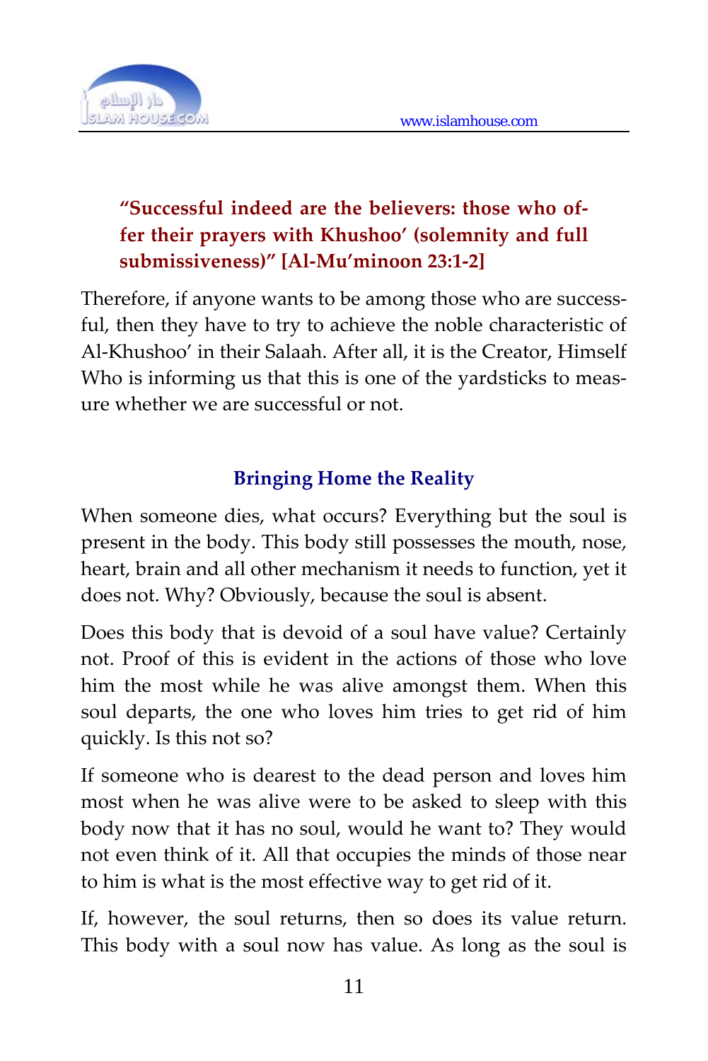**"Successful indeed are the believers: those who offer their prayers with Khushoo' (solemnity and full submissiveness)" [Al-Mu'minoon 23:1-2]**

Therefore, if anyone wants to be among those who are successful, then they have to try to achieve the noble characteristic of Al-Khushoo' in their Salaah. After all, it is the Creator, Himself Who is informing us that this is one of the yardsticks to measure whether we are successful or not.

## Bringing Home the Reality

When someone dies, what occurs? Everything but the soul is present in the body. This body still possesses the mouth, nose, heart, brain and all other mechanism it needs to function, yet it does not. Why? Obviously, because the soul is absent.

Does this body that is devoid of a soul have value? Certainly not. Proof of this is evident in the actions of those who love him the most while he was alive amongst them. When this soul departs, the one who loves him tries to get rid of him quickly. Is this not so?

If someone who is dearest to the dead person and loves him most when he was alive were to be asked to sleep with this body now that it has no soul, would he want to? They would not even think of it. All that occupies the minds of those near to him is what is the most effective way to get rid of it.

If, however, the soul returns, then so does its value return. This body with a soul now has value. As long as the soul is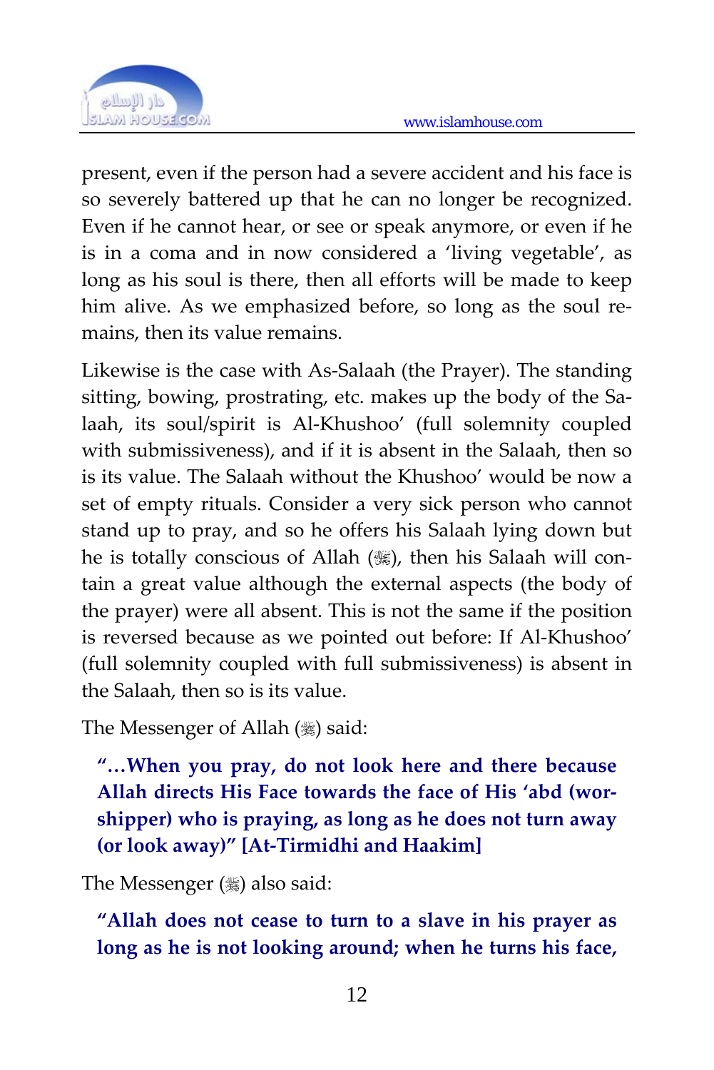present, even if the person had a severe accident and his face is so severely battered up that he can no longer be recognized. Even if he cannot hear, or see or speak anymore, or even if he is in a coma and in now considered a 'living vegetable', as long as his soul is there, then all efforts will be made to keep him alive. As we emphasized before, so long as the soul remains, then its value remains.

Likewise is the case with As-Salaah (the Prayer). The standing sitting, bowing, prostrating, etc. makes up the body of the Salaah, its soul/spirit is Al-Khushoo' (full solemnity coupled with submissiveness), and if it is absent in the Salaah, then so is its value. The Salaah without the Khushoo' would be now a set of empty rituals. Consider a very sick person who cannot stand up to pray, and so he offers his Salaah lying down but he is totally conscious of Allah (ﷻ), then his Salaah will contain a great value although the external aspects (the body of the prayer) were all absent. This is not the same if the position is reversed because as we pointed out before: If Al-Khushoo' (full solemnity coupled with full submissiveness) is absent in the Salaah, then so is its value.

The Messenger of Allah (ﷺ) said:

> **"…When you pray, do not look here and there because Allah directs His Face towards the face of His 'abd (worshipper) who is praying, as long as he does not turn away (or look away)" [At-Tirmidhi and Haakim]**

The Messenger (ﷺ) also said:

> **"Allah does not cease to turn to a slave in his prayer as long as he is not looking around; when he turns his face,**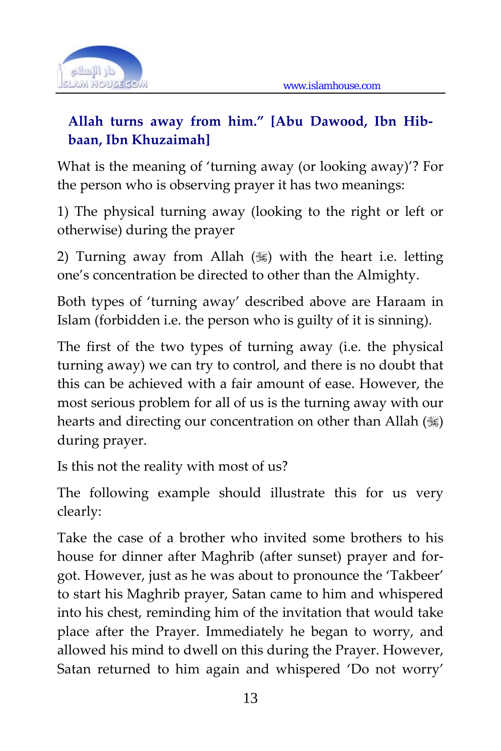**Allah turns away from him." [Abu Dawood, Ibn Hibbaan, Ibn Khuzaimah]**

What is the meaning of 'turning away (or looking away)'? For the person who is observing prayer it has two meanings:

1) The physical turning away (looking to the right or left or otherwise) during the prayer

2) Turning away from Allah (ﷻ) with the heart i.e. letting one's concentration be directed to other than the Almighty.

Both types of 'turning away' described above are Haraam in Islam (forbidden i.e. the person who is guilty of it is sinning).

The first of the two types of turning away (i.e. the physical turning away) we can try to control, and there is no doubt that this can be achieved with a fair amount of ease. However, the most serious problem for all of us is the turning away with our hearts and directing our concentration on other than Allah (ﷻ) during prayer.

Is this not the reality with most of us?

The following example should illustrate this for us very clearly:

Take the case of a brother who invited some brothers to his house for dinner after Maghrib (after sunset) prayer and forgot. However, just as he was about to pronounce the 'Takbeer' to start his Maghrib prayer, Satan came to him and whispered into his chest, reminding him of the invitation that would take place after the Prayer. Immediately he began to worry, and allowed his mind to dwell on this during the Prayer. However, Satan returned to him again and whispered 'Do not worry'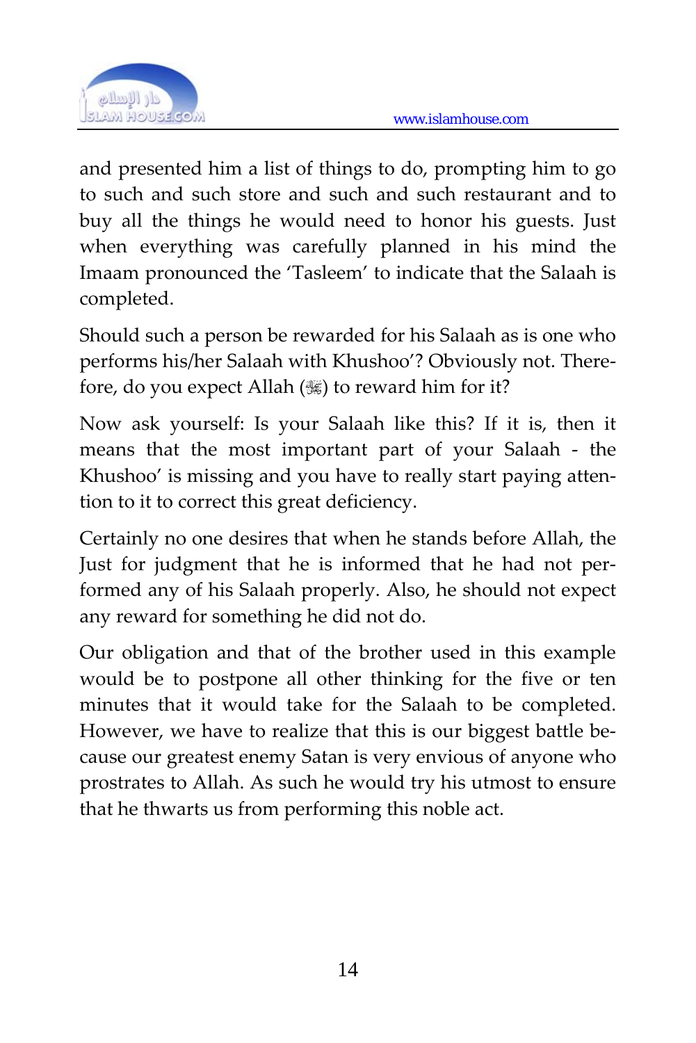and presented him a list of things to do, prompting him to go to such and such store and such and such restaurant and to buy all the things he would need to honor his guests. Just when everything was carefully planned in his mind the Imaam pronounced the 'Tasleem' to indicate that the Salaah is completed.

Should such a person be rewarded for his Salaah as is one who performs his/her Salaah with Khushoo'? Obviously not. Therefore, do you expect Allah (ﷻ) to reward him for it?

Now ask yourself: Is your Salaah like this? If it is, then it means that the most important part of your Salaah - the Khushoo' is missing and you have to really start paying attention to it to correct this great deficiency.

Certainly no one desires that when he stands before Allah, the Just for judgment that he is informed that he had not performed any of his Salaah properly. Also, he should not expect any reward for something he did not do.

Our obligation and that of the brother used in this example would be to postpone all other thinking for the five or ten minutes that it would take for the Salaah to be completed. However, we have to realize that this is our biggest battle because our greatest enemy Satan is very envious of anyone who prostrates to Allah. As such he would try his utmost to ensure that he thwarts us from performing this noble act.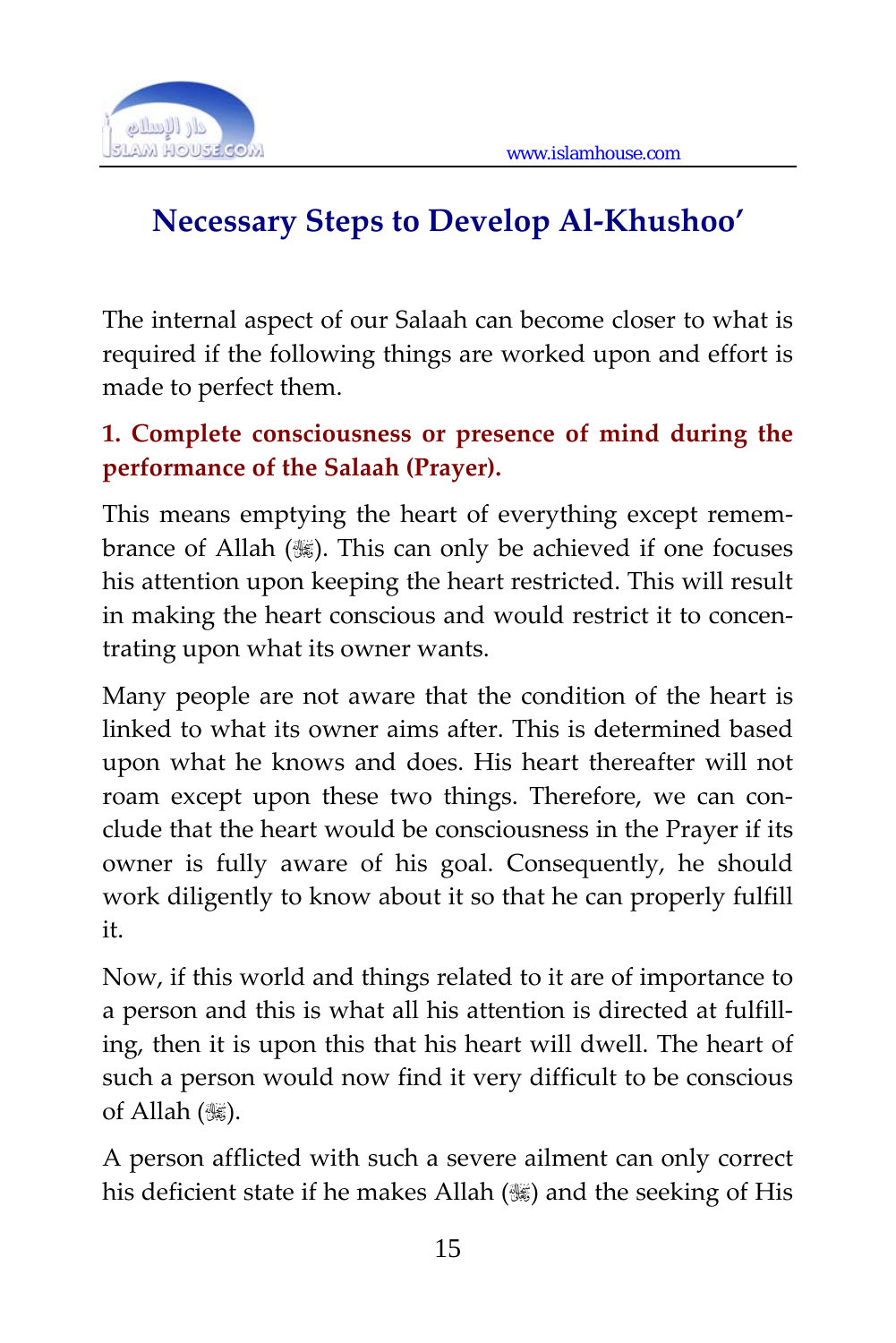## Necessary Steps to Develop Al-Khushoo'

The internal aspect of our Salaah can become closer to what is required if the following things are worked upon and effort is made to perfect them.

**1. Complete consciousness or presence of mind during the performance of the Salaah (Prayer).**

This means emptying the heart of everything except remembrance of Allah (ﷻ). This can only be achieved if one focuses his attention upon keeping the heart restricted. This will result in making the heart conscious and would restrict it to concentrating upon what its owner wants.

Many people are not aware that the condition of the heart is linked to what its owner aims after. This is determined based upon what he knows and does. His heart thereafter will not roam except upon these two things. Therefore, we can conclude that the heart would be consciousness in the Prayer if its owner is fully aware of his goal. Consequently, he should work diligently to know about it so that he can properly fulfill it.

Now, if this world and things related to it are of importance to a person and this is what all his attention is directed at fulfilling, then it is upon this that his heart will dwell. The heart of such a person would now find it very difficult to be conscious of Allah (ﷻ).

A person afflicted with such a severe ailment can only correct his deficient state if he makes Allah (ﷻ) and the seeking of His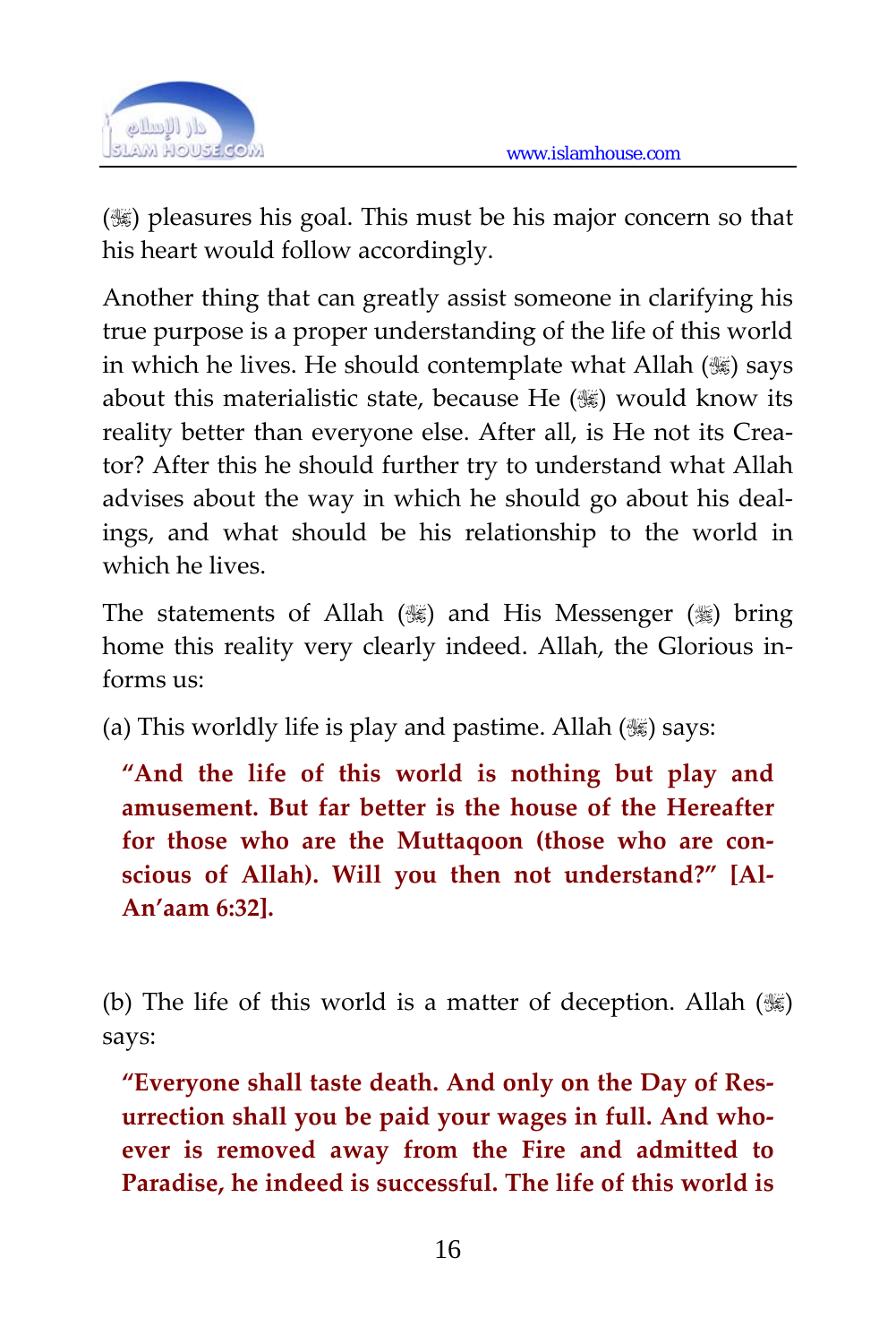(ﷻ) pleasures his goal. This must be his major concern so that his heart would follow accordingly.

Another thing that can greatly assist someone in clarifying his true purpose is a proper understanding of the life of this world in which he lives. He should contemplate what Allah (ﷻ) says about this materialistic state, because He (ﷻ) would know its reality better than everyone else. After all, is He not its Creator? After this he should further try to understand what Allah advises about the way in which he should go about his dealings, and what should be his relationship to the world in which he lives.

The statements of Allah (ﷻ) and His Messenger (ﷺ) bring home this reality very clearly indeed. Allah, the Glorious informs us:

(a) This worldly life is play and pastime. Allah (ﷻ) says:

> **"And the life of this world is nothing but play and amusement. But far better is the house of the Hereafter for those who are the Muttaqoon (those who are conscious of Allah). Will you then not understand?" [Al-An'aam 6:32].**

(b) The life of this world is a matter of deception. Allah (ﷻ) says:

> **"Everyone shall taste death. And only on the Day of Resurrection shall you be paid your wages in full. And whoever is removed away from the Fire and admitted to Paradise, he indeed is successful. The life of this world is**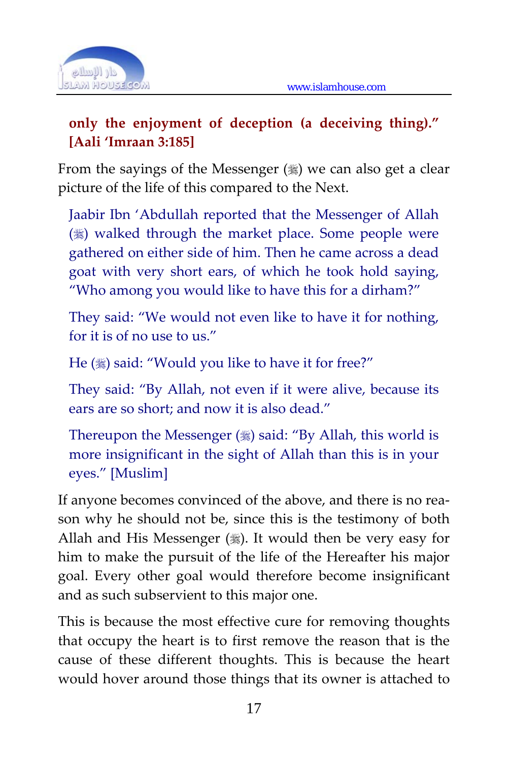**only the enjoyment of deception (a deceiving thing)." [Aali 'Imraan 3:185]**

From the sayings of the Messenger (ﷺ) we can also get a clear picture of the life of this compared to the Next.

> Jaabir Ibn 'Abdullah reported that the Messenger of Allah (ﷺ) walked through the market place. Some people were gathered on either side of him. Then he came across a dead goat with very short ears, of which he took hold saying, "Who among you would like to have this for a dirham?"
>
> They said: "We would not even like to have it for nothing, for it is of no use to us."
>
> He (ﷺ) said: "Would you like to have it for free?"
>
> They said: "By Allah, not even if it were alive, because its ears are so short; and now it is also dead."
>
> Thereupon the Messenger (ﷺ) said: "By Allah, this world is more insignificant in the sight of Allah than this is in your eyes." [Muslim]

If anyone becomes convinced of the above, and there is no reason why he should not be, since this is the testimony of both Allah and His Messenger (ﷺ). It would then be very easy for him to make the pursuit of the life of the Hereafter his major goal. Every other goal would therefore become insignificant and as such subservient to this major one.

This is because the most effective cure for removing thoughts that occupy the heart is to first remove the reason that is the cause of these different thoughts. This is because the heart would hover around those things that its owner is attached to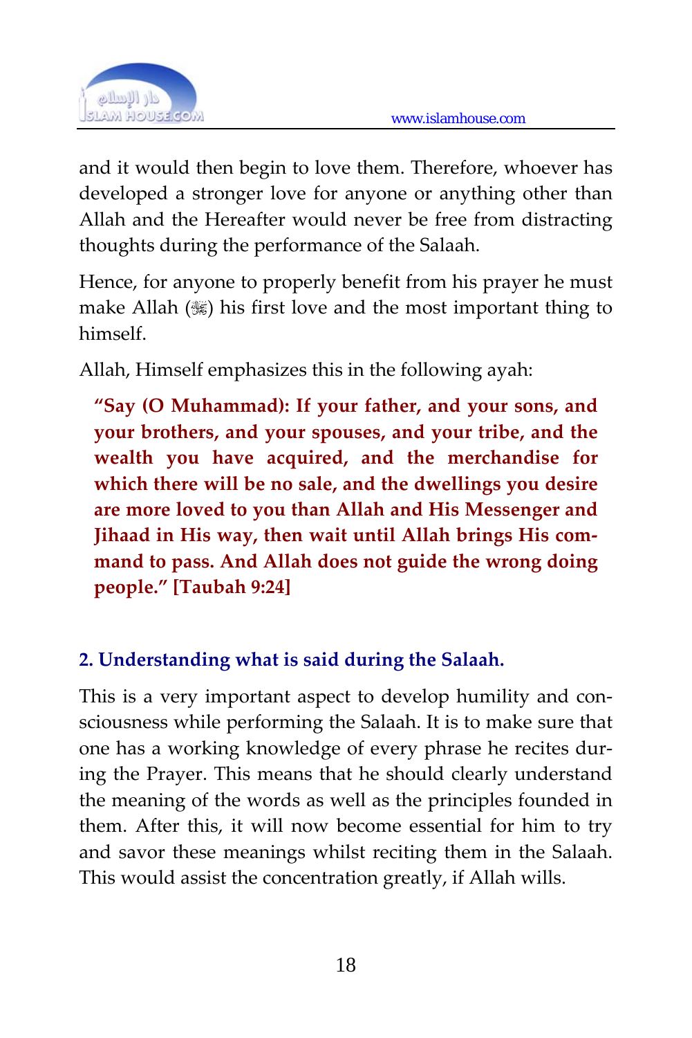and it would then begin to love them. Therefore, whoever has developed a stronger love for anyone or anything other than Allah and the Hereafter would never be free from distracting thoughts during the performance of the Salaah.

Hence, for anyone to properly benefit from his prayer he must make Allah (ﷻ) his first love and the most important thing to himself.

Allah, Himself emphasizes this in the following ayah:

> **"Say (O Muhammad): If your father, and your sons, and your brothers, and your spouses, and your tribe, and the wealth you have acquired, and the merchandise for which there will be no sale, and the dwellings you desire are more loved to you than Allah and His Messenger and Jihaad in His way, then wait until Allah brings His command to pass. And Allah does not guide the wrong doing people." [Taubah 9:24]**

### 2. Understanding what is said during the Salaah.

This is a very important aspect to develop humility and consciousness while performing the Salaah. It is to make sure that one has a working knowledge of every phrase he recites during the Prayer. This means that he should clearly understand the meaning of the words as well as the principles founded in them. After this, it will now become essential for him to try and savor these meanings whilst reciting them in the Salaah. This would assist the concentration greatly, if Allah wills.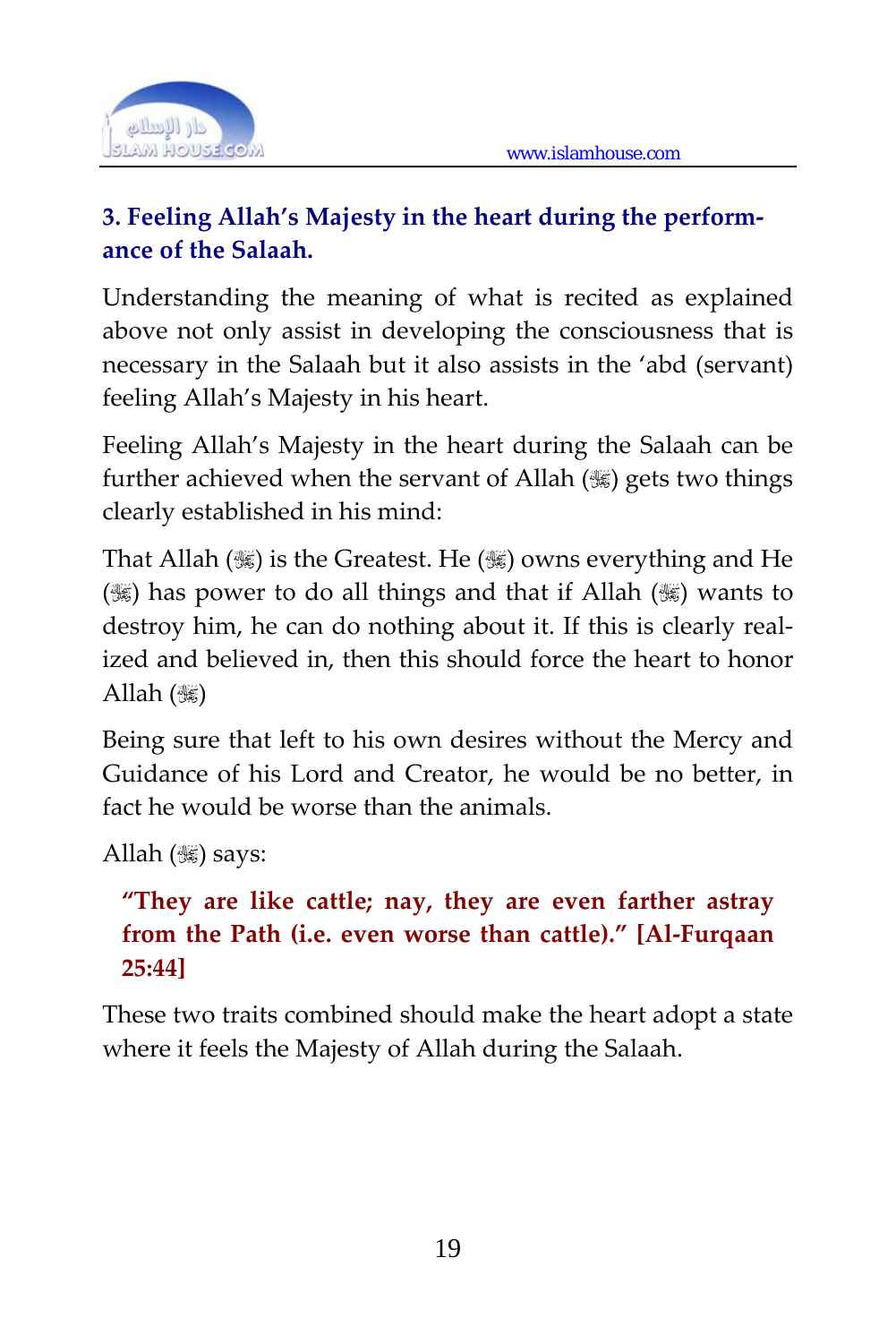### 3. Feeling Allah's Majesty in the heart during the performance of the Salaah.

Understanding the meaning of what is recited as explained above not only assist in developing the consciousness that is necessary in the Salaah but it also assists in the 'abd (servant) feeling Allah's Majesty in his heart.

Feeling Allah's Majesty in the heart during the Salaah can be further achieved when the servant of Allah (ﷻ) gets two things clearly established in his mind:

That Allah (ﷻ) is the Greatest. He (ﷻ) owns everything and He (ﷻ) has power to do all things and that if Allah (ﷻ) wants to destroy him, he can do nothing about it. If this is clearly realized and believed in, then this should force the heart to honor Allah (ﷻ)

Being sure that left to his own desires without the Mercy and Guidance of his Lord and Creator, he would be no better, in fact he would be worse than the animals.

Allah (ﷻ) says:

> **"They are like cattle; nay, they are even farther astray from the Path (i.e. even worse than cattle)." [Al-Furqaan 25:44]**

These two traits combined should make the heart adopt a state where it feels the Majesty of Allah during the Salaah.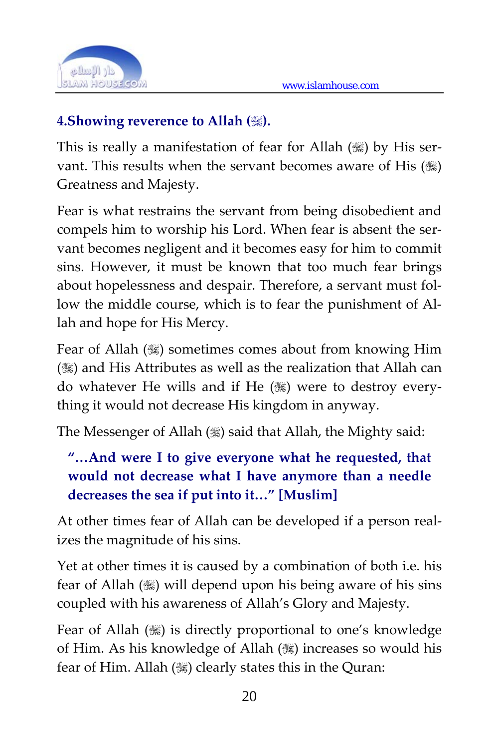### 4.Showing reverence to Allah (ﷻ).

This is really a manifestation of fear for Allah (ﷻ) by His servant. This results when the servant becomes aware of His (ﷻ) Greatness and Majesty.

Fear is what restrains the servant from being disobedient and compels him to worship his Lord. When fear is absent the servant becomes negligent and it becomes easy for him to commit sins. However, it must be known that too much fear brings about hopelessness and despair. Therefore, a servant must follow the middle course, which is to fear the punishment of Allah and hope for His Mercy.

Fear of Allah (ﷻ) sometimes comes about from knowing Him (ﷻ) and His Attributes as well as the realization that Allah can do whatever He wills and if He (ﷻ) were to destroy everything it would not decrease His kingdom in anyway.

The Messenger of Allah (ﷺ) said that Allah, the Mighty said:

> **"…And were I to give everyone what he requested, that would not decrease what I have anymore than a needle decreases the sea if put into it…" [Muslim]**

At other times fear of Allah can be developed if a person realizes the magnitude of his sins.

Yet at other times it is caused by a combination of both i.e. his fear of Allah (ﷻ) will depend upon his being aware of his sins coupled with his awareness of Allah's Glory and Majesty.

Fear of Allah (ﷻ) is directly proportional to one's knowledge of Him. As his knowledge of Allah (ﷻ) increases so would his fear of Him. Allah (ﷻ) clearly states this in the Quran: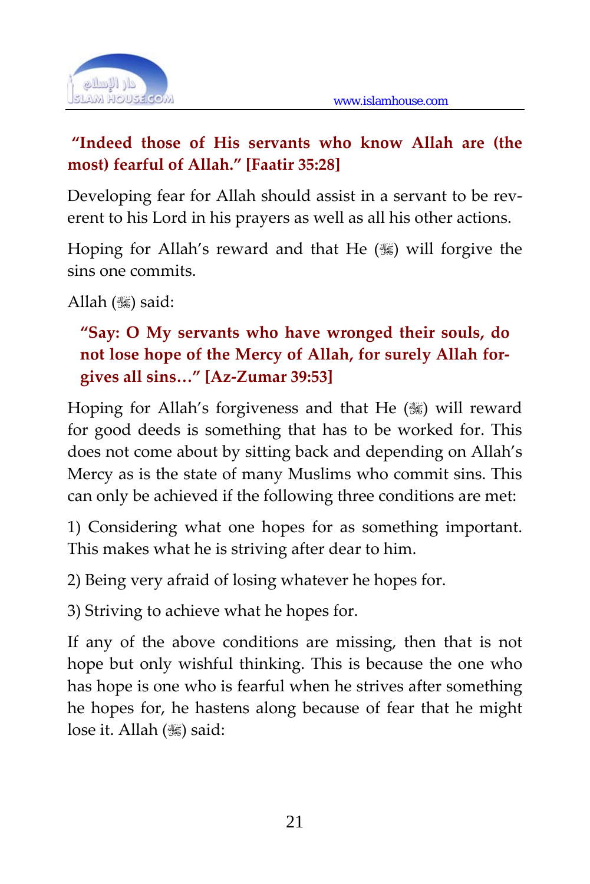**"Indeed those of His servants who know Allah are (the most) fearful of Allah." [Faatir 35:28]**

Developing fear for Allah should assist in a servant to be reverent to his Lord in his prayers as well as all his other actions.

Hoping for Allah's reward and that He (ﷻ) will forgive the sins one commits.

Allah (ﷻ) said:

> **"Say: O My servants who have wronged their souls, do not lose hope of the Mercy of Allah, for surely Allah forgives all sins…" [Az-Zumar 39:53]**

Hoping for Allah's forgiveness and that He (ﷻ) will reward for good deeds is something that has to be worked for. This does not come about by sitting back and depending on Allah's Mercy as is the state of many Muslims who commit sins. This can only be achieved if the following three conditions are met:

1) Considering what one hopes for as something important. This makes what he is striving after dear to him.

2) Being very afraid of losing whatever he hopes for.

3) Striving to achieve what he hopes for.

If any of the above conditions are missing, then that is not hope but only wishful thinking. This is because the one who has hope is one who is fearful when he strives after something he hopes for, he hastens along because of fear that he might lose it. Allah (ﷻ) said: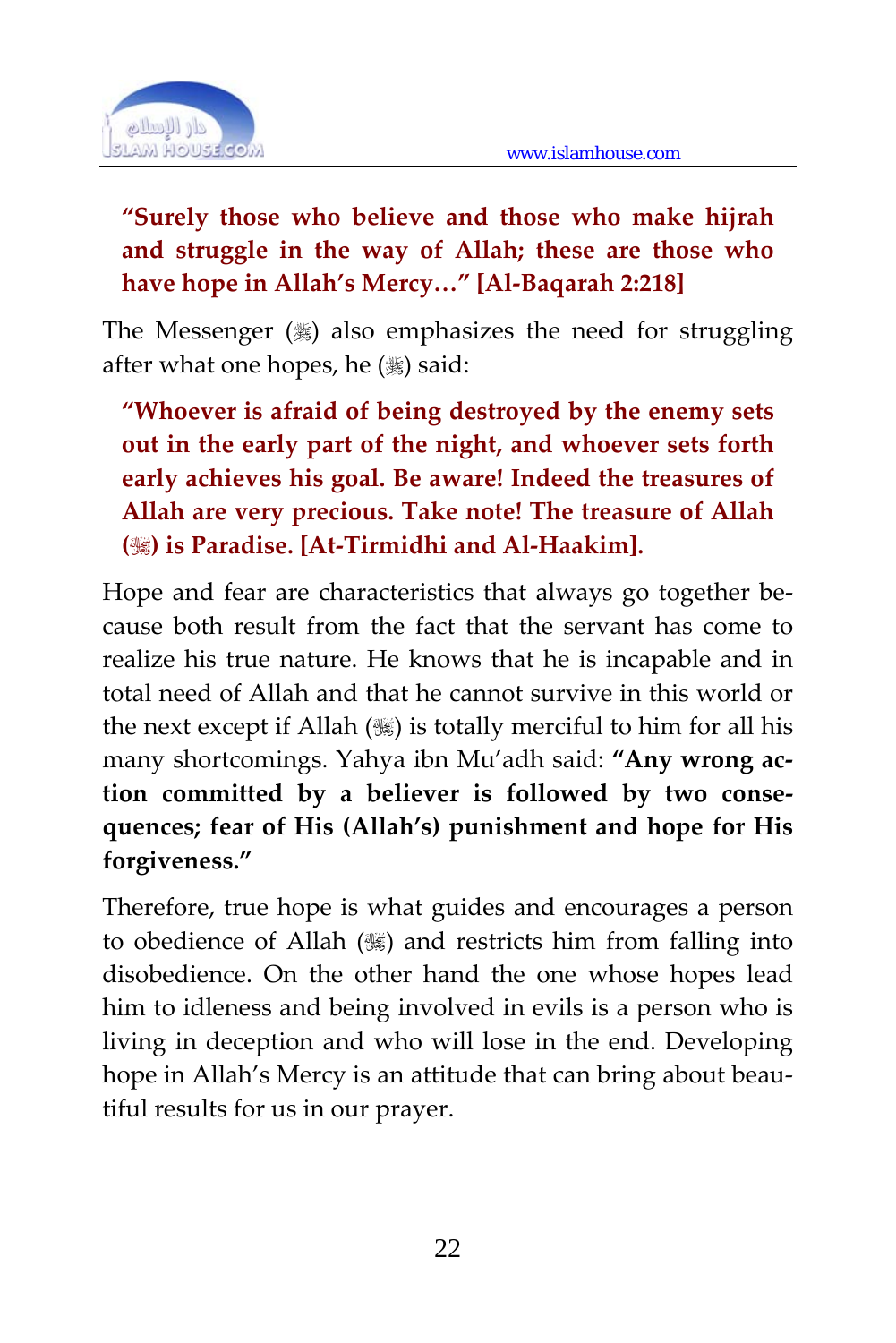**"Surely those who believe and those who make hijrah and struggle in the way of Allah; these are those who have hope in Allah's Mercy…" [Al-Baqarah 2:218]**

The Messenger (ﷺ) also emphasizes the need for struggling after what one hopes, he (ﷺ) said:

**"Whoever is afraid of being destroyed by the enemy sets out in the early part of the night, and whoever sets forth early achieves his goal. Be aware! Indeed the treasures of Allah are very precious. Take note! The treasure of Allah (ﷻ) is Paradise. [At-Tirmidhi and Al-Haakim].**

Hope and fear are characteristics that always go together because both result from the fact that the servant has come to realize his true nature. He knows that he is incapable and in total need of Allah and that he cannot survive in this world or the next except if Allah (ﷻ) is totally merciful to him for all his many shortcomings. Yahya ibn Mu'adh said: **"Any wrong action committed by a believer is followed by two consequences; fear of His (Allah's) punishment and hope for His forgiveness."**

Therefore, true hope is what guides and encourages a person to obedience of Allah (ﷻ) and restricts him from falling into disobedience. On the other hand the one whose hopes lead him to idleness and being involved in evils is a person who is living in deception and who will lose in the end. Developing hope in Allah's Mercy is an attitude that can bring about beautiful results for us in our prayer.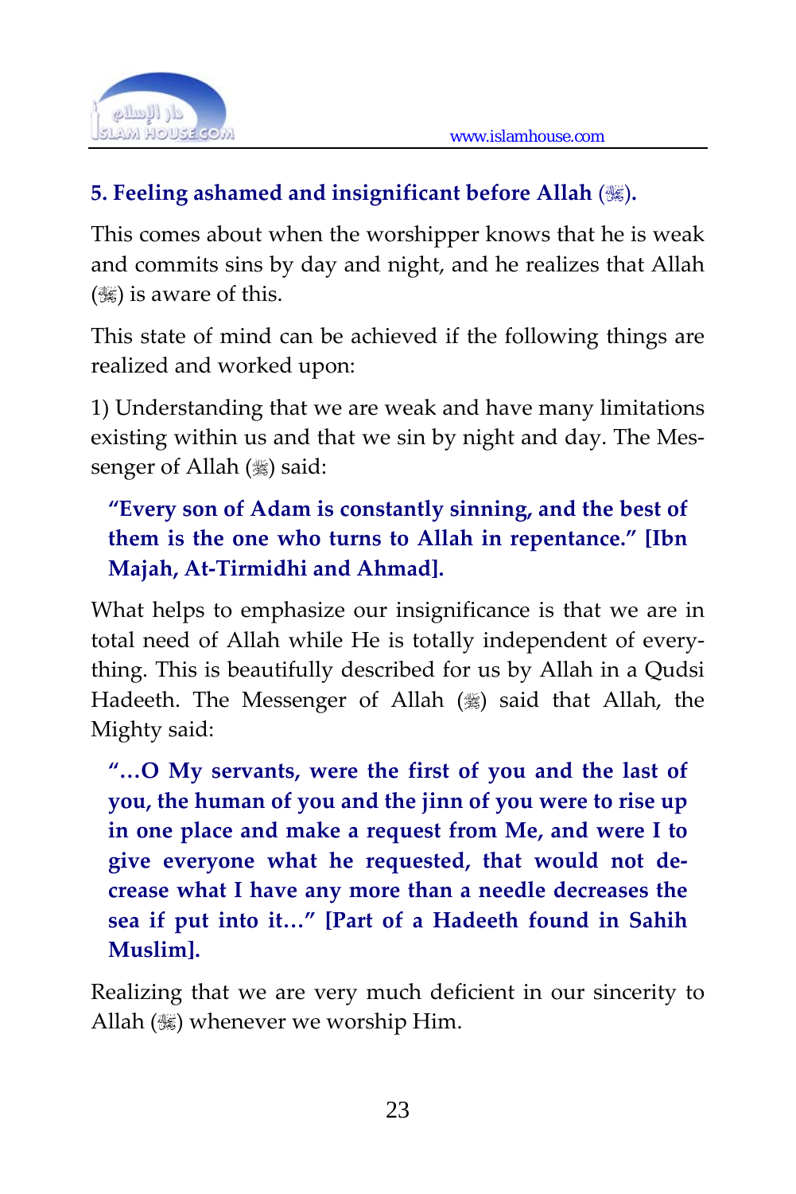### 5. Feeling ashamed and insignificant before Allah (ﷻ).

This comes about when the worshipper knows that he is weak and commits sins by day and night, and he realizes that Allah (ﷻ) is aware of this.

This state of mind can be achieved if the following things are realized and worked upon:

1) Understanding that we are weak and have many limitations existing within us and that we sin by night and day. The Messenger of Allah (ﷺ) said:

> **"Every son of Adam is constantly sinning, and the best of them is the one who turns to Allah in repentance." [Ibn Majah, At-Tirmidhi and Ahmad].**

What helps to emphasize our insignificance is that we are in total need of Allah while He is totally independent of everything. This is beautifully described for us by Allah in a Qudsi Hadeeth. The Messenger of Allah (ﷺ) said that Allah, the Mighty said:

> **"…O My servants, were the first of you and the last of you, the human of you and the jinn of you were to rise up in one place and make a request from Me, and were I to give everyone what he requested, that would not decrease what I have any more than a needle decreases the sea if put into it…" [Part of a Hadeeth found in Sahih Muslim].**

Realizing that we are very much deficient in our sincerity to Allah (ﷻ) whenever we worship Him.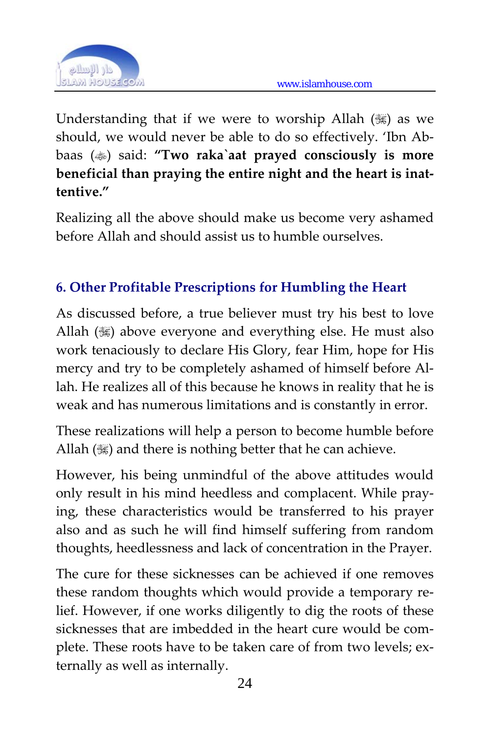Understanding that if we were to worship Allah (ﷻ) as we should, we would never be able to do so effectively. 'Ibn Abbaas (ﷺ) said: **"Two raka`aat prayed consciously is more beneficial than praying the entire night and the heart is inattentive."**

Realizing all the above should make us become very ashamed before Allah and should assist us to humble ourselves.

## 6. Other Profitable Prescriptions for Humbling the Heart

As discussed before, a true believer must try his best to love Allah (ﷻ) above everyone and everything else. He must also work tenaciously to declare His Glory, fear Him, hope for His mercy and try to be completely ashamed of himself before Allah. He realizes all of this because he knows in reality that he is weak and has numerous limitations and is constantly in error.

These realizations will help a person to become humble before Allah (ﷻ) and there is nothing better that he can achieve.

However, his being unmindful of the above attitudes would only result in his mind heedless and complacent. While praying, these characteristics would be transferred to his prayer also and as such he will find himself suffering from random thoughts, heedlessness and lack of concentration in the Prayer.

The cure for these sicknesses can be achieved if one removes these random thoughts which would provide a temporary relief. However, if one works diligently to dig the roots of these sicknesses that are imbedded in the heart cure would be complete. These roots have to be taken care of from two levels; externally as well as internally.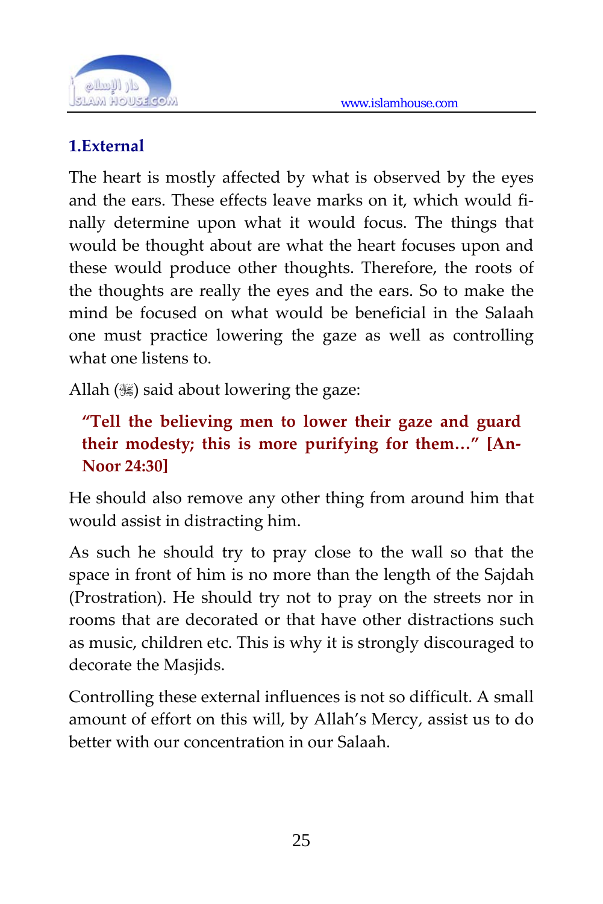### 1.External

The heart is mostly affected by what is observed by the eyes and the ears. These effects leave marks on it, which would finally determine upon what it would focus. The things that would be thought about are what the heart focuses upon and these would produce other thoughts. Therefore, the roots of the thoughts are really the eyes and the ears. So to make the mind be focused on what would be beneficial in the Salaah one must practice lowering the gaze as well as controlling what one listens to.

Allah (ﷻ) said about lowering the gaze:

> **"Tell the believing men to lower their gaze and guard their modesty; this is more purifying for them…" [An-Noor 24:30]**

He should also remove any other thing from around him that would assist in distracting him.

As such he should try to pray close to the wall so that the space in front of him is no more than the length of the Sajdah (Prostration). He should try not to pray on the streets nor in rooms that are decorated or that have other distractions such as music, children etc. This is why it is strongly discouraged to decorate the Masjids.

Controlling these external influences is not so difficult. A small amount of effort on this will, by Allah's Mercy, assist us to do better with our concentration in our Salaah.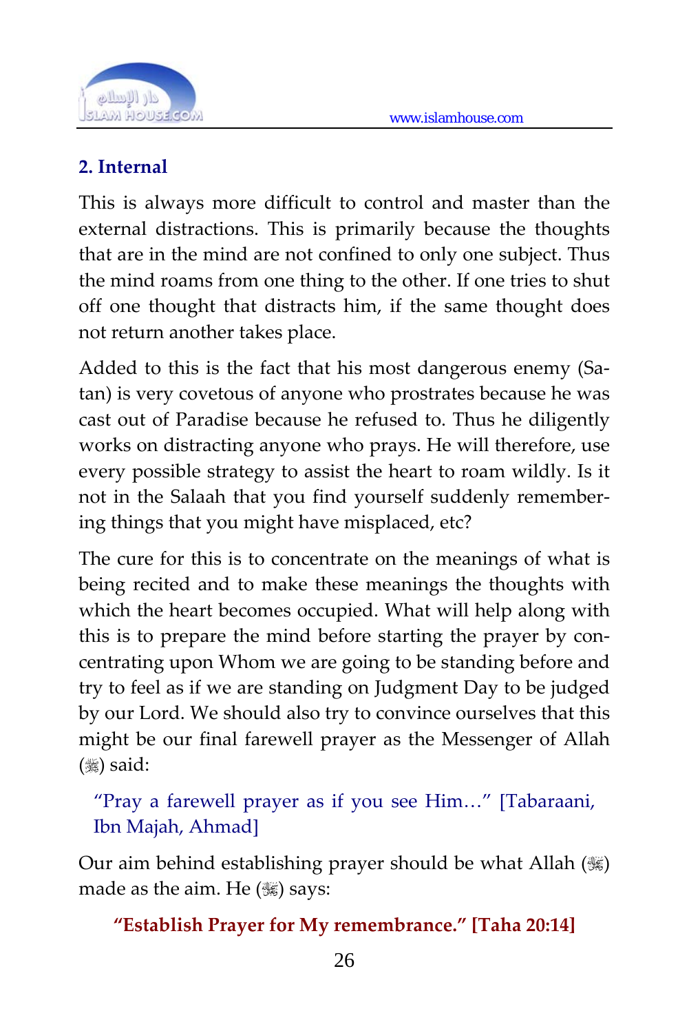## 2. Internal

This is always more difficult to control and master than the external distractions. This is primarily because the thoughts that are in the mind are not confined to only one subject. Thus the mind roams from one thing to the other. If one tries to shut off one thought that distracts him, if the same thought does not return another takes place.

Added to this is the fact that his most dangerous enemy (Satan) is very covetous of anyone who prostrates because he was cast out of Paradise because he refused to. Thus he diligently works on distracting anyone who prays. He will therefore, use every possible strategy to assist the heart to roam wildly. Is it not in the Salaah that you find yourself suddenly remembering things that you might have misplaced, etc?

The cure for this is to concentrate on the meanings of what is being recited and to make these meanings the thoughts with which the heart becomes occupied. What will help along with this is to prepare the mind before starting the prayer by concentrating upon Whom we are going to be standing before and try to feel as if we are standing on Judgment Day to be judged by our Lord. We should also try to convince ourselves that this might be our final farewell prayer as the Messenger of Allah (ﷺ) said:

> "Pray a farewell prayer as if you see Him…" [Tabaraani, Ibn Majah, Ahmad]

Our aim behind establishing prayer should be what Allah (ﷻ) made as the aim. He (ﷻ) says:

**"Establish Prayer for My remembrance." [Taha 20:14]**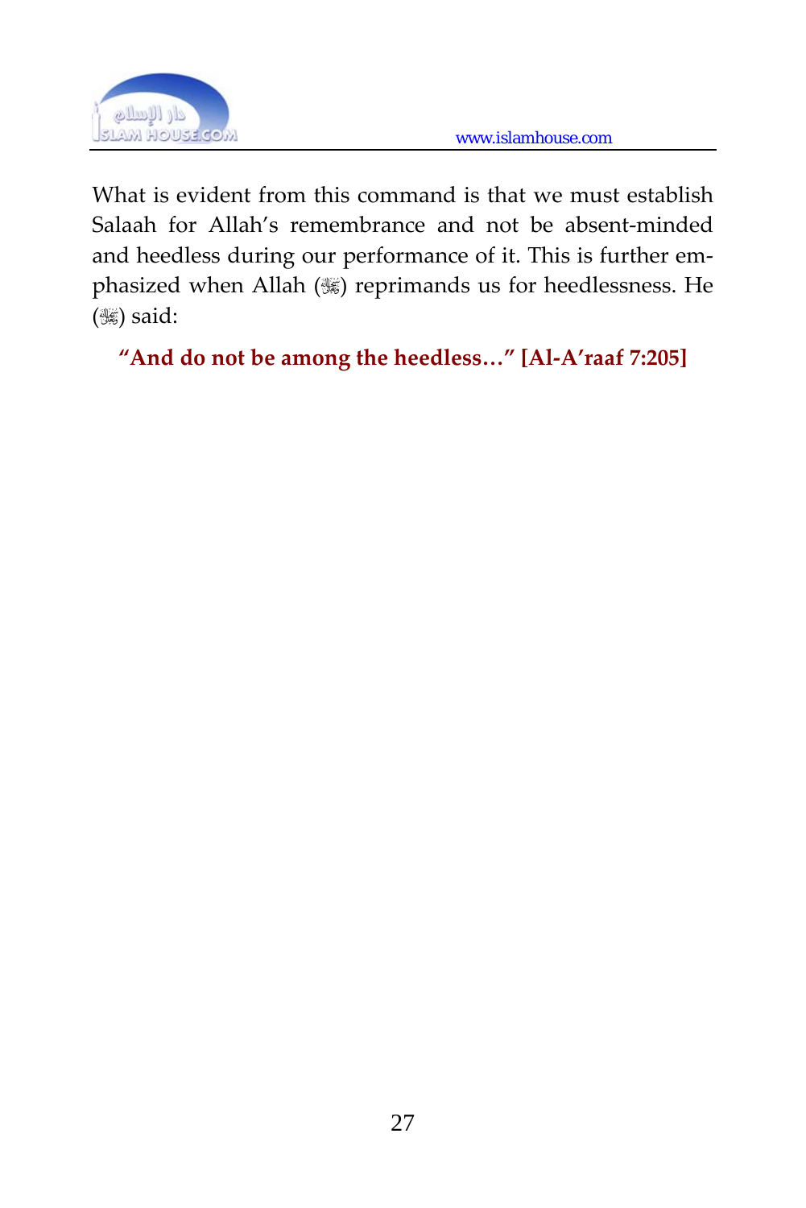What is evident from this command is that we must establish Salaah for Allah's remembrance and not be absent-minded and heedless during our performance of it. This is further emphasized when Allah (ﷻ) reprimands us for heedlessness. He (ﷻ) said:

**"And do not be among the heedless…" [Al-A'raaf 7:205]**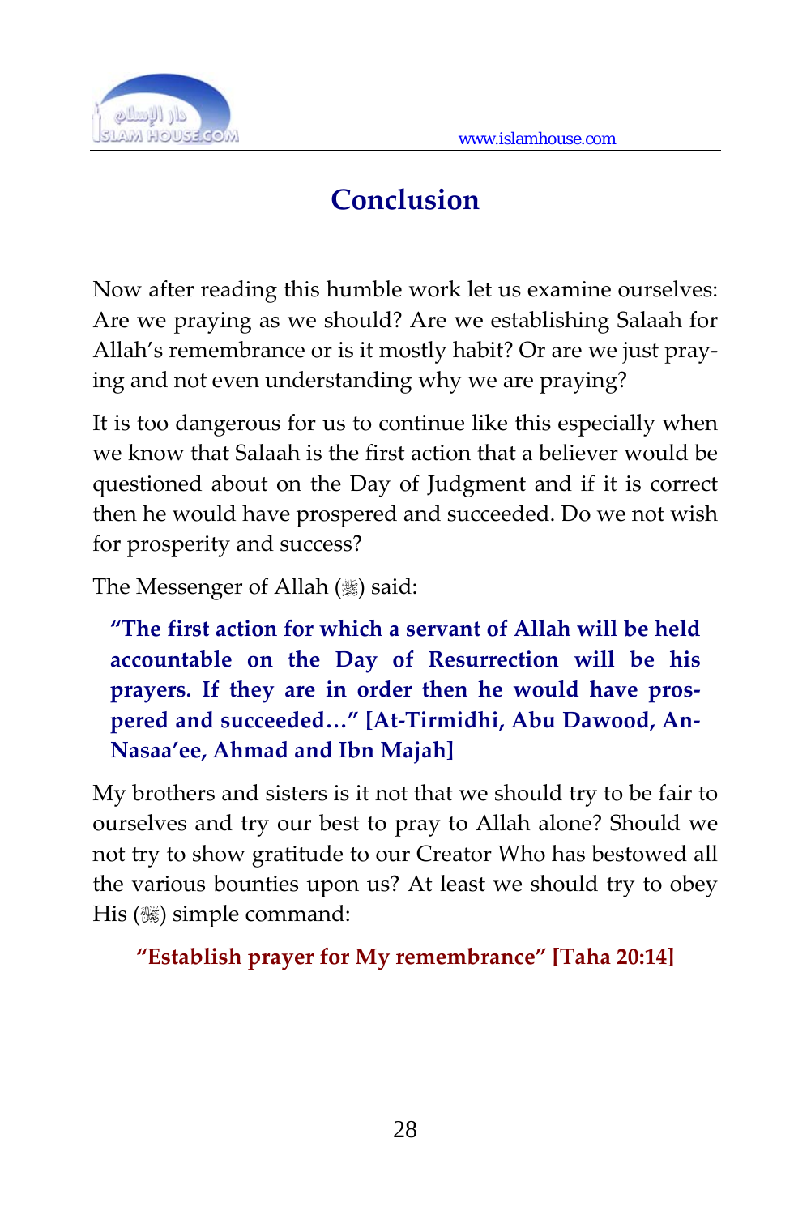# Conclusion

Now after reading this humble work let us examine ourselves: Are we praying as we should? Are we establishing Salaah for Allah's remembrance or is it mostly habit? Or are we just praying and not even understanding why we are praying?

It is too dangerous for us to continue like this especially when we know that Salaah is the first action that a believer would be questioned about on the Day of Judgment and if it is correct then he would have prospered and succeeded. Do we not wish for prosperity and success?

The Messenger of Allah (ﷺ) said:

> **"The first action for which a servant of Allah will be held accountable on the Day of Resurrection will be his prayers. If they are in order then he would have prospered and succeeded…" [At-Tirmidhi, Abu Dawood, An-Nasaa'ee, Ahmad and Ibn Majah]**

My brothers and sisters is it not that we should try to be fair to ourselves and try our best to pray to Allah alone? Should we not try to show gratitude to our Creator Who has bestowed all the various bounties upon us? At least we should try to obey His (ﷻ) simple command:

**"Establish prayer for My remembrance" [Taha 20:14]**